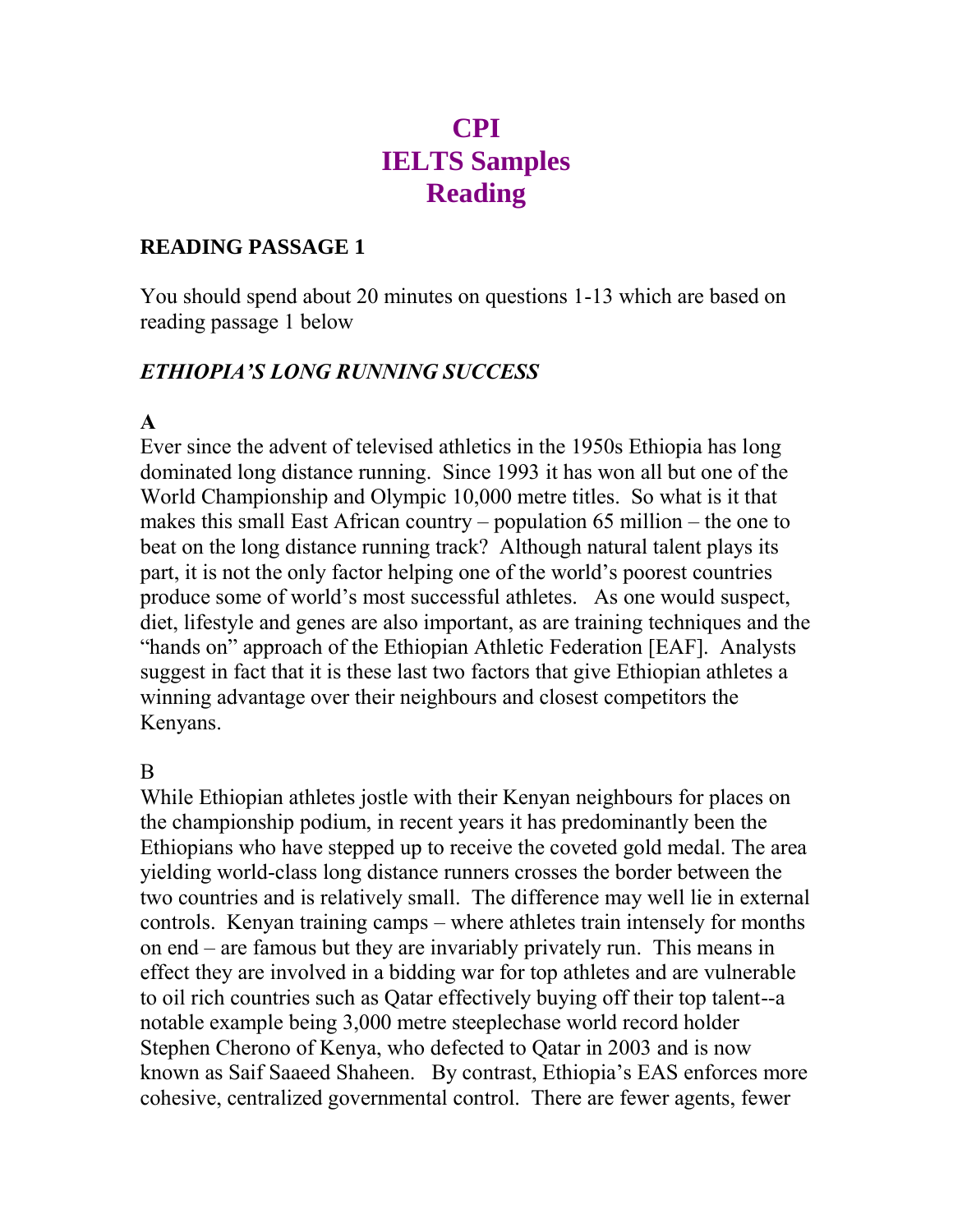# CPI
# IELTS Samples
# Reading

## READING PASSAGE 1

You should spend about 20 minutes on questions 1-13 which are based on reading passage 1 below

### *ETHIOPIA'S LONG RUNNING SUCCESS*

**A**

Ever since the advent of televised athletics in the 1950s Ethiopia has long dominated long distance running. Since 1993 it has won all but one of the World Championship and Olympic 10,000 metre titles. So what is it that makes this small East African country – population 65 million – the one to beat on the long distance running track? Although natural talent plays its part, it is not the only factor helping one of the world's poorest countries produce some of world's most successful athletes. As one would suspect, diet, lifestyle and genes are also important, as are training techniques and the "hands on" approach of the Ethiopian Athletic Federation [EAF]. Analysts suggest in fact that it is these last two factors that give Ethiopian athletes a winning advantage over their neighbours and closest competitors the Kenyans.

B

While Ethiopian athletes jostle with their Kenyan neighbours for places on the championship podium, in recent years it has predominantly been the Ethiopians who have stepped up to receive the coveted gold medal. The area yielding world-class long distance runners crosses the border between the two countries and is relatively small. The difference may well lie in external controls. Kenyan training camps – where athletes train intensely for months on end – are famous but they are invariably privately run. This means in effect they are involved in a bidding war for top athletes and are vulnerable to oil rich countries such as Qatar effectively buying off their top talent--a notable example being 3,000 metre steeplechase world record holder Stephen Cherono of Kenya, who defected to Qatar in 2003 and is now known as Saif Saaeed Shaheen. By contrast, Ethiopia's EAS enforces more cohesive, centralized governmental control. There are fewer agents, fewer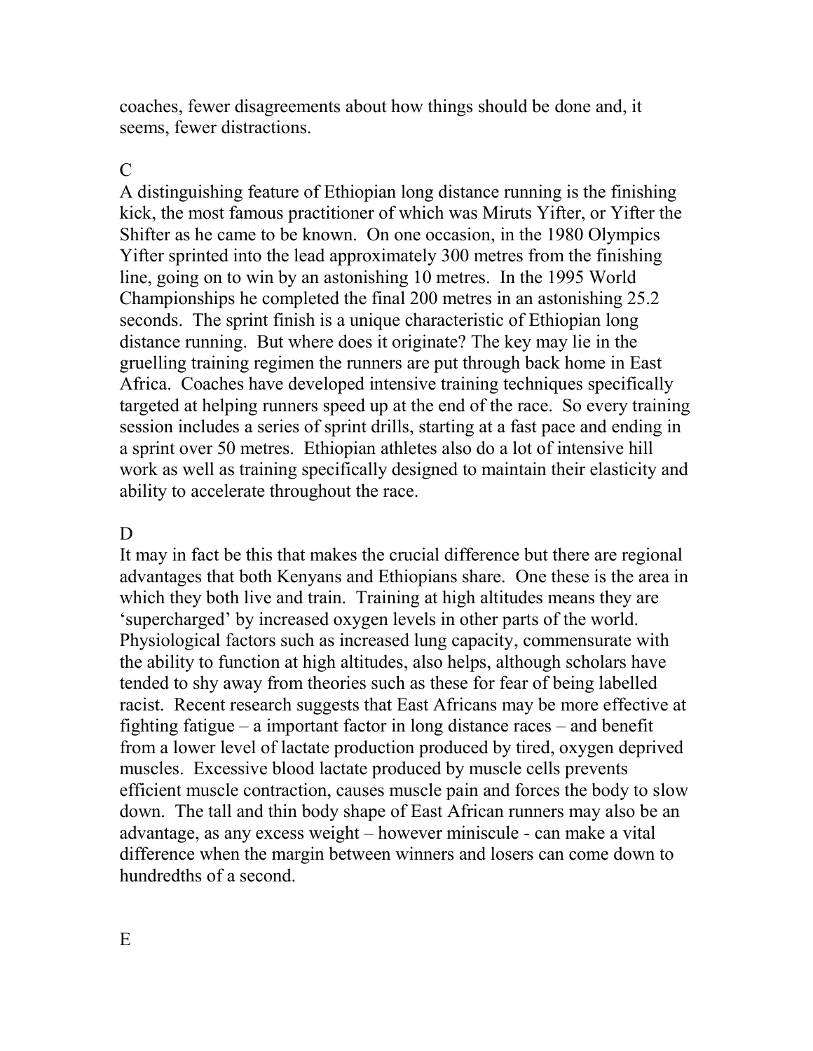coaches, fewer disagreements about how things should be done and, it seems, fewer distractions.

C

A distinguishing feature of Ethiopian long distance running is the finishing kick, the most famous practitioner of which was Miruts Yifter, or Yifter the Shifter as he came to be known. On one occasion, in the 1980 Olympics Yifter sprinted into the lead approximately 300 metres from the finishing line, going on to win by an astonishing 10 metres. In the 1995 World Championships he completed the final 200 metres in an astonishing 25.2 seconds. The sprint finish is a unique characteristic of Ethiopian long distance running. But where does it originate? The key may lie in the gruelling training regimen the runners are put through back home in East Africa. Coaches have developed intensive training techniques specifically targeted at helping runners speed up at the end of the race. So every training session includes a series of sprint drills, starting at a fast pace and ending in a sprint over 50 metres. Ethiopian athletes also do a lot of intensive hill work as well as training specifically designed to maintain their elasticity and ability to accelerate throughout the race.

D

It may in fact be this that makes the crucial difference but there are regional advantages that both Kenyans and Ethiopians share. One these is the area in which they both live and train. Training at high altitudes means they are 'supercharged' by increased oxygen levels in other parts of the world. Physiological factors such as increased lung capacity, commensurate with the ability to function at high altitudes, also helps, although scholars have tended to shy away from theories such as these for fear of being labelled racist. Recent research suggests that East Africans may be more effective at fighting fatigue – a important factor in long distance races – and benefit from a lower level of lactate production produced by tired, oxygen deprived muscles. Excessive blood lactate produced by muscle cells prevents efficient muscle contraction, causes muscle pain and forces the body to slow down. The tall and thin body shape of East African runners may also be an advantage, as any excess weight – however miniscule - can make a vital difference when the margin between winners and losers can come down to hundredths of a second.

E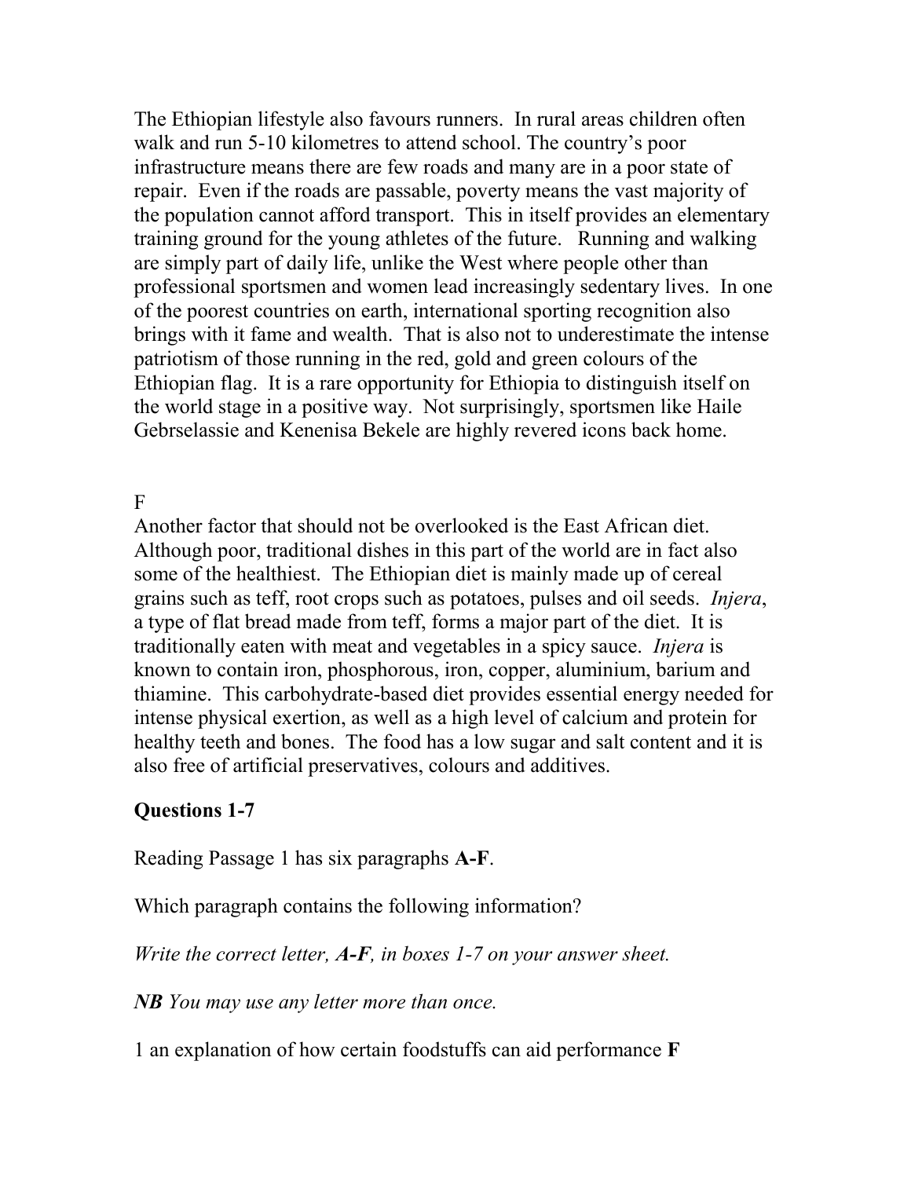The Ethiopian lifestyle also favours runners. In rural areas children often walk and run 5-10 kilometres to attend school. The country's poor infrastructure means there are few roads and many are in a poor state of repair. Even if the roads are passable, poverty means the vast majority of the population cannot afford transport. This in itself provides an elementary training ground for the young athletes of the future. Running and walking are simply part of daily life, unlike the West where people other than professional sportsmen and women lead increasingly sedentary lives. In one of the poorest countries on earth, international sporting recognition also brings with it fame and wealth. That is also not to underestimate the intense patriotism of those running in the red, gold and green colours of the Ethiopian flag. It is a rare opportunity for Ethiopia to distinguish itself on the world stage in a positive way. Not surprisingly, sportsmen like Haile Gebrselassie and Kenenisa Bekele are highly revered icons back home.

F

Another factor that should not be overlooked is the East African diet. Although poor, traditional dishes in this part of the world are in fact also some of the healthiest. The Ethiopian diet is mainly made up of cereal grains such as teff, root crops such as potatoes, pulses and oil seeds. *Injera*, a type of flat bread made from teff, forms a major part of the diet. It is traditionally eaten with meat and vegetables in a spicy sauce. *Injera* is known to contain iron, phosphorous, iron, copper, aluminium, barium and thiamine. This carbohydrate-based diet provides essential energy needed for intense physical exertion, as well as a high level of calcium and protein for healthy teeth and bones. The food has a low sugar and salt content and it is also free of artificial preservatives, colours and additives.

## Questions 1-7

Reading Passage 1 has six paragraphs **A-F**.

Which paragraph contains the following information?

*Write the correct letter, **A-F**, in boxes 1-7 on your answer sheet.*

***NB** You may use any letter more than once.*

1 an explanation of how certain foodstuffs can aid performance **F**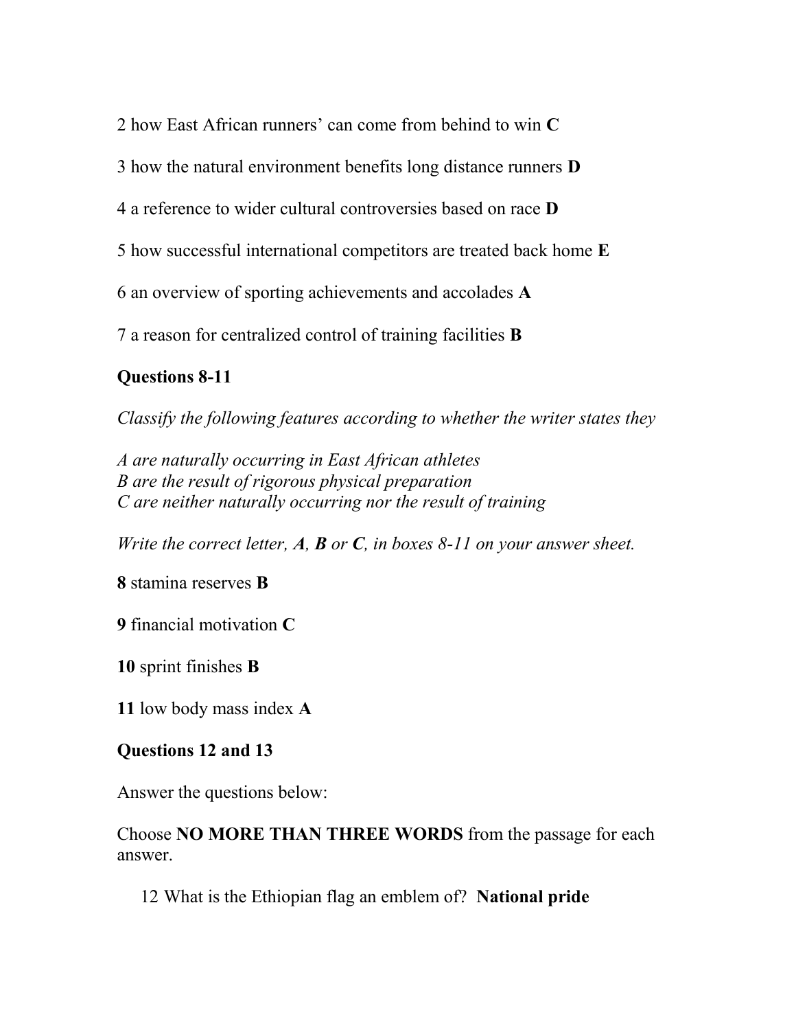2 how East African runners' can come from behind to win **C**

3 how the natural environment benefits long distance runners **D**

4 a reference to wider cultural controversies based on race **D**

5 how successful international competitors are treated back home **E**

6 an overview of sporting achievements and accolades **A**

7 a reason for centralized control of training facilities **B**

### Questions 8-11

*Classify the following features according to whether the writer states they*

*A are naturally occurring in East African athletes*
*B are the result of rigorous physical preparation*
*C are neither naturally occurring nor the result of training*

*Write the correct letter, **A**, **B** or **C**, in boxes 8-11 on your answer sheet.*

**8** stamina reserves **B**

**9** financial motivation **C**

**10** sprint finishes **B**

**11** low body mass index **A**

### Questions 12 and 13

Answer the questions below:

Choose **NO MORE THAN THREE WORDS** from the passage for each answer.

12 What is the Ethiopian flag an emblem of? **National pride**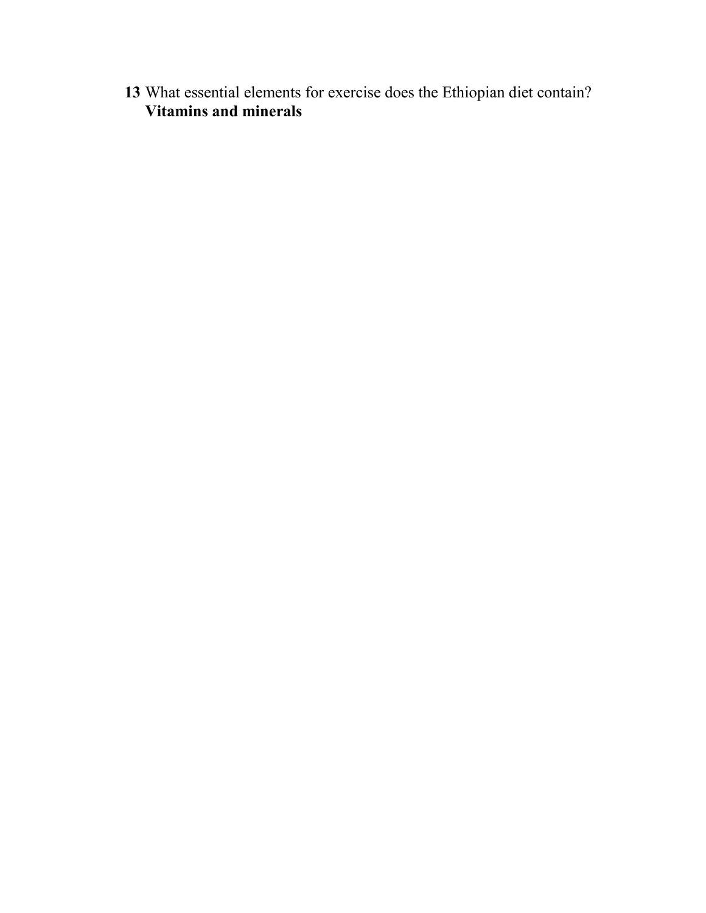**13** What essential elements for exercise does the Ethiopian diet contain?
**Vitamins and minerals**